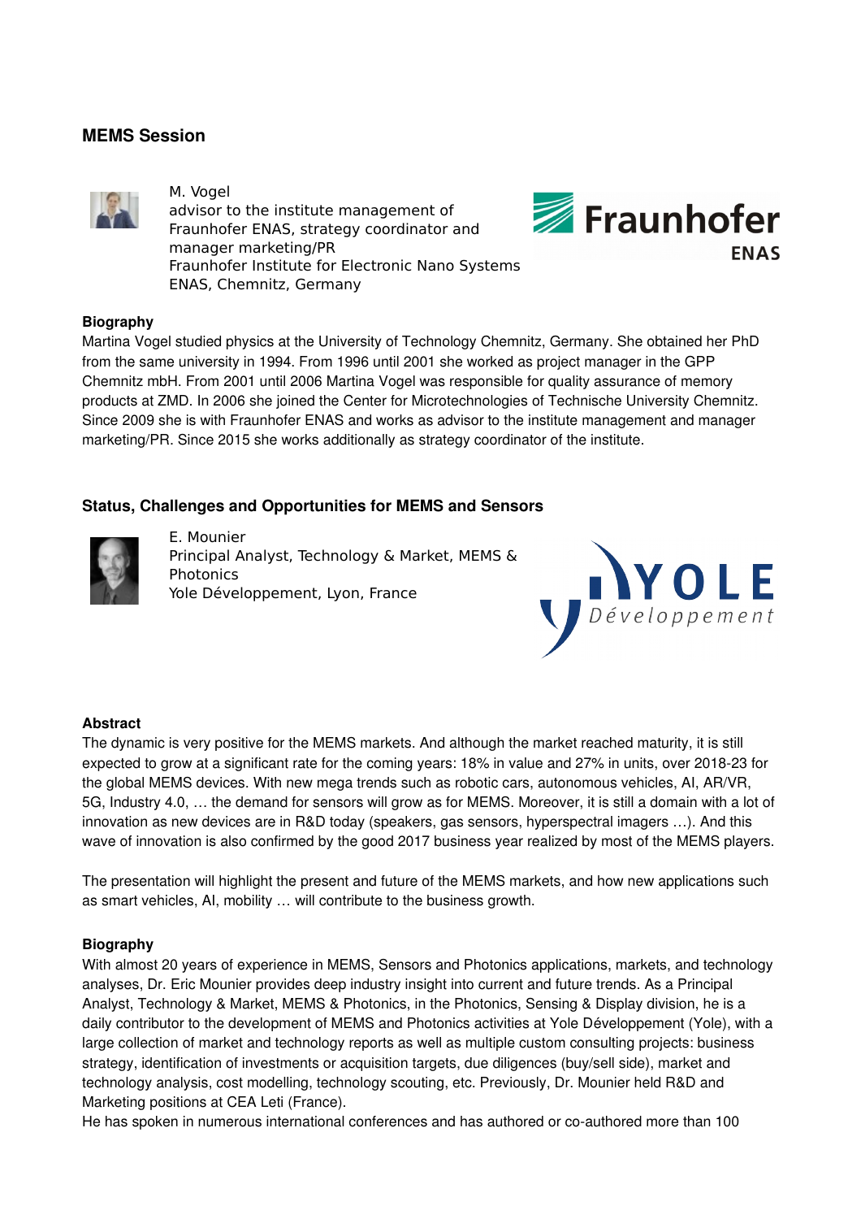## MEMS Session

M. Vogel
advisor to the institute management of Fraunhofer ENAS, strategy coordinator and manager marketing/PR
Fraunhofer Institute for Electronic Nano Systems ENAS, Chemnitz, Germany

### Biography

Martina Vogel studied physics at the University of Technology Chemnitz, Germany. She obtained her PhD from the same university in 1994. From 1996 until 2001 she worked as project manager in the GPP Chemnitz mbH. From 2001 until 2006 Martina Vogel was responsible for quality assurance of memory products at ZMD. In 2006 she joined the Center for Microtechnologies of Technische University Chemnitz. Since 2009 she is with Fraunhofer ENAS and works as advisor to the institute management and manager marketing/PR. Since 2015 she works additionally as strategy coordinator of the institute.

## Status, Challenges and Opportunities for MEMS and Sensors

E. Mounier
Principal Analyst, Technology & Market, MEMS & Photonics
Yole Développement, Lyon, France

### Abstract

The dynamic is very positive for the MEMS markets. And although the market reached maturity, it is still expected to grow at a significant rate for the coming years: 18% in value and 27% in units, over 2018-23 for the global MEMS devices. With new mega trends such as robotic cars, autonomous vehicles, AI, AR/VR, 5G, Industry 4.0, … the demand for sensors will grow as for MEMS. Moreover, it is still a domain with a lot of innovation as new devices are in R&D today (speakers, gas sensors, hyperspectral imagers …). And this wave of innovation is also confirmed by the good 2017 business year realized by most of the MEMS players.

The presentation will highlight the present and future of the MEMS markets, and how new applications such as smart vehicles, AI, mobility … will contribute to the business growth.

### Biography

With almost 20 years of experience in MEMS, Sensors and Photonics applications, markets, and technology analyses, Dr. Eric Mounier provides deep industry insight into current and future trends. As a Principal Analyst, Technology & Market, MEMS & Photonics, in the Photonics, Sensing & Display division, he is a daily contributor to the development of MEMS and Photonics activities at Yole Développement (Yole), with a large collection of market and technology reports as well as multiple custom consulting projects: business strategy, identification of investments or acquisition targets, due diligences (buy/sell side), market and technology analysis, cost modelling, technology scouting, etc. Previously, Dr. Mounier held R&D and Marketing positions at CEA Leti (France).
He has spoken in numerous international conferences and has authored or co-authored more than 100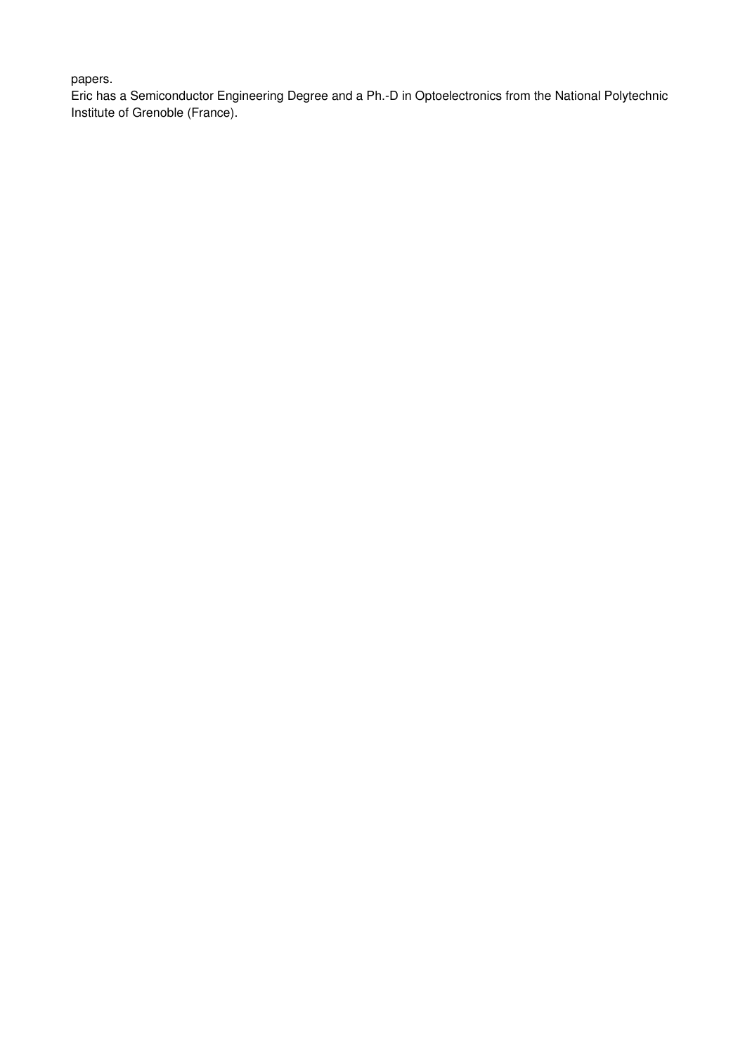papers.

Eric has a Semiconductor Engineering Degree and a Ph.-D in Optoelectronics from the National Polytechnic Institute of Grenoble (France).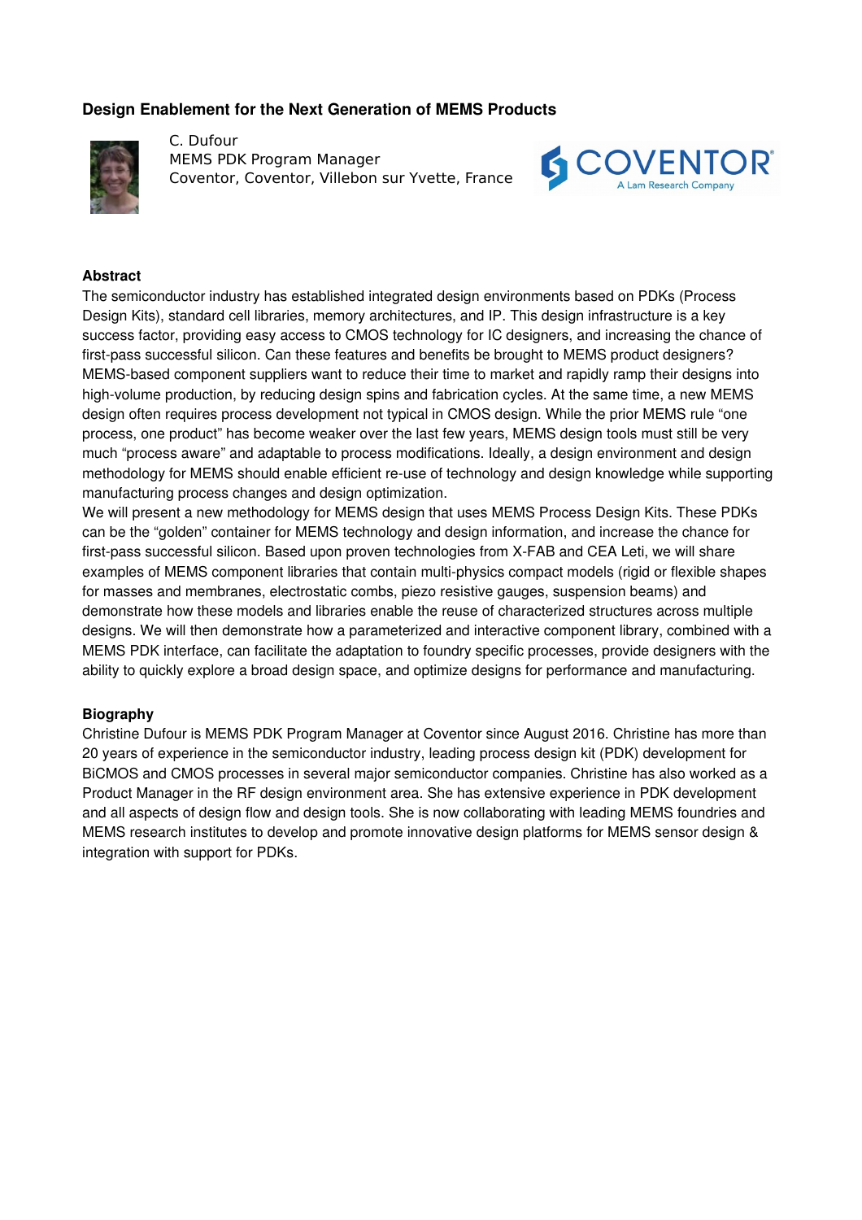### Design Enablement for the Next Generation of MEMS Products

C. Dufour
MEMS PDK Program Manager
Coventor, Coventor, Villebon sur Yvette, France

COVENTOR
A Lam Research Company

#### Abstract

The semiconductor industry has established integrated design environments based on PDKs (Process Design Kits), standard cell libraries, memory architectures, and IP. This design infrastructure is a key success factor, providing easy access to CMOS technology for IC designers, and increasing the chance of first-pass successful silicon. Can these features and benefits be brought to MEMS product designers? MEMS-based component suppliers want to reduce their time to market and rapidly ramp their designs into high-volume production, by reducing design spins and fabrication cycles. At the same time, a new MEMS design often requires process development not typical in CMOS design. While the prior MEMS rule "one process, one product" has become weaker over the last few years, MEMS design tools must still be very much "process aware" and adaptable to process modifications. Ideally, a design environment and design methodology for MEMS should enable efficient re-use of technology and design knowledge while supporting manufacturing process changes and design optimization.

We will present a new methodology for MEMS design that uses MEMS Process Design Kits. These PDKs can be the "golden" container for MEMS technology and design information, and increase the chance for first-pass successful silicon. Based upon proven technologies from X-FAB and CEA Leti, we will share examples of MEMS component libraries that contain multi-physics compact models (rigid or flexible shapes for masses and membranes, electrostatic combs, piezo resistive gauges, suspension beams) and demonstrate how these models and libraries enable the reuse of characterized structures across multiple designs. We will then demonstrate how a parameterized and interactive component library, combined with a MEMS PDK interface, can facilitate the adaptation to foundry specific processes, provide designers with the ability to quickly explore a broad design space, and optimize designs for performance and manufacturing.

#### Biography

Christine Dufour is MEMS PDK Program Manager at Coventor since August 2016. Christine has more than 20 years of experience in the semiconductor industry, leading process design kit (PDK) development for BiCMOS and CMOS processes in several major semiconductor companies. Christine has also worked as a Product Manager in the RF design environment area. She has extensive experience in PDK development and all aspects of design flow and design tools. She is now collaborating with leading MEMS foundries and MEMS research institutes to develop and promote innovative design platforms for MEMS sensor design & integration with support for PDKs.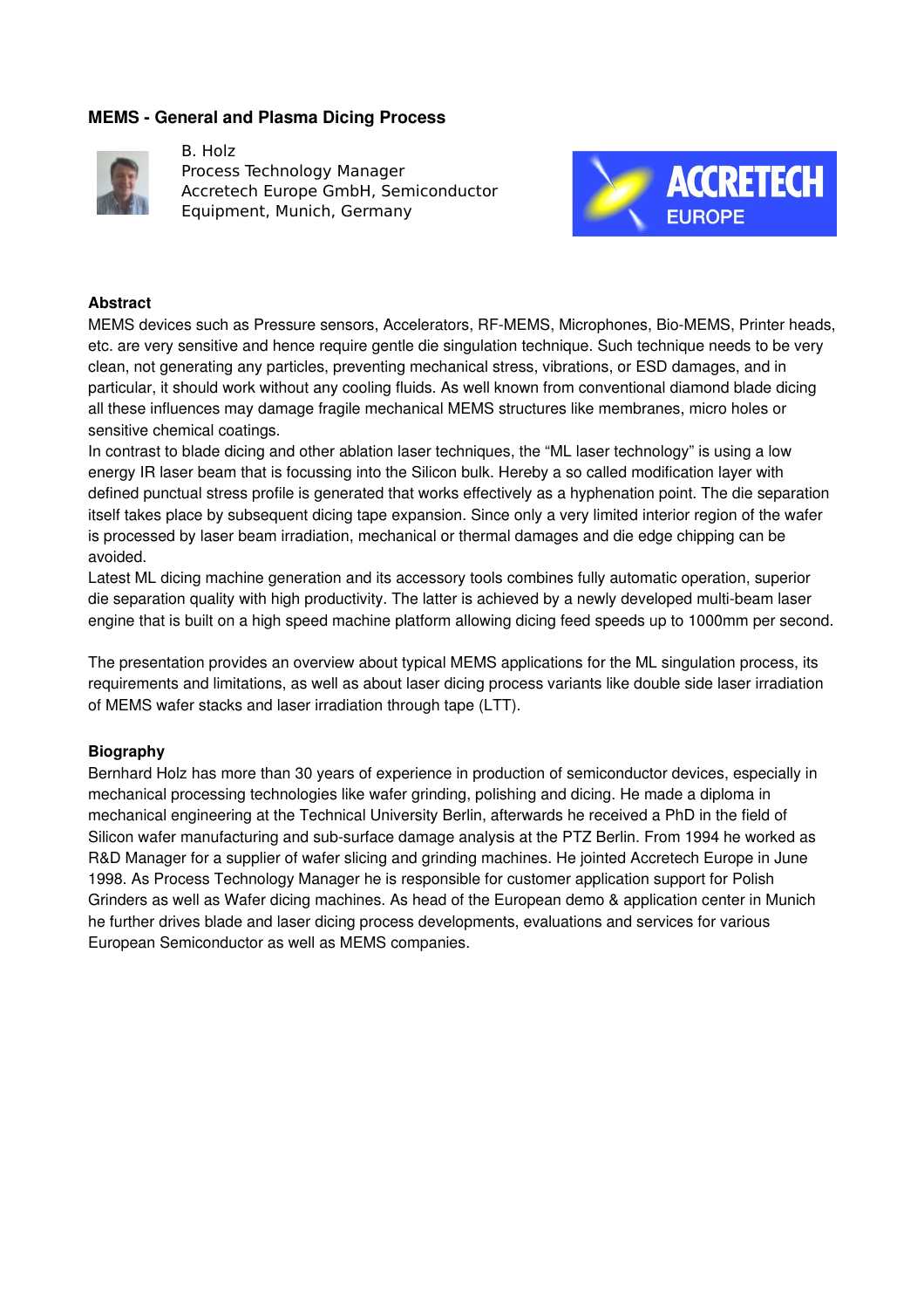## MEMS - General and Plasma Dicing Process

B. Holz
Process Technology Manager
Accretech Europe GmbH, Semiconductor Equipment, Munich, Germany

### Abstract

MEMS devices such as Pressure sensors, Accelerators, RF-MEMS, Microphones, Bio-MEMS, Printer heads, etc. are very sensitive and hence require gentle die singulation technique. Such technique needs to be very clean, not generating any particles, preventing mechanical stress, vibrations, or ESD damages, and in particular, it should work without any cooling fluids. As well known from conventional diamond blade dicing all these influences may damage fragile mechanical MEMS structures like membranes, micro holes or sensitive chemical coatings.

In contrast to blade dicing and other ablation laser techniques, the "ML laser technology" is using a low energy IR laser beam that is focussing into the Silicon bulk. Hereby a so called modification layer with defined punctual stress profile is generated that works effectively as a hyphenation point. The die separation itself takes place by subsequent dicing tape expansion. Since only a very limited interior region of the wafer is processed by laser beam irradiation, mechanical or thermal damages and die edge chipping can be avoided.

Latest ML dicing machine generation and its accessory tools combines fully automatic operation, superior die separation quality with high productivity. The latter is achieved by a newly developed multi-beam laser engine that is built on a high speed machine platform allowing dicing feed speeds up to 1000mm per second.

The presentation provides an overview about typical MEMS applications for the ML singulation process, its requirements and limitations, as well as about laser dicing process variants like double side laser irradiation of MEMS wafer stacks and laser irradiation through tape (LTT).

### Biography

Bernhard Holz has more than 30 years of experience in production of semiconductor devices, especially in mechanical processing technologies like wafer grinding, polishing and dicing. He made a diploma in mechanical engineering at the Technical University Berlin, afterwards he received a PhD in the field of Silicon wafer manufacturing and sub-surface damage analysis at the PTZ Berlin. From 1994 he worked as R&D Manager for a supplier of wafer slicing and grinding machines. He jointed Accretech Europe in June 1998. As Process Technology Manager he is responsible for customer application support for Polish Grinders as well as Wafer dicing machines. As head of the European demo & application center in Munich he further drives blade and laser dicing process developments, evaluations and services for various European Semiconductor as well as MEMS companies.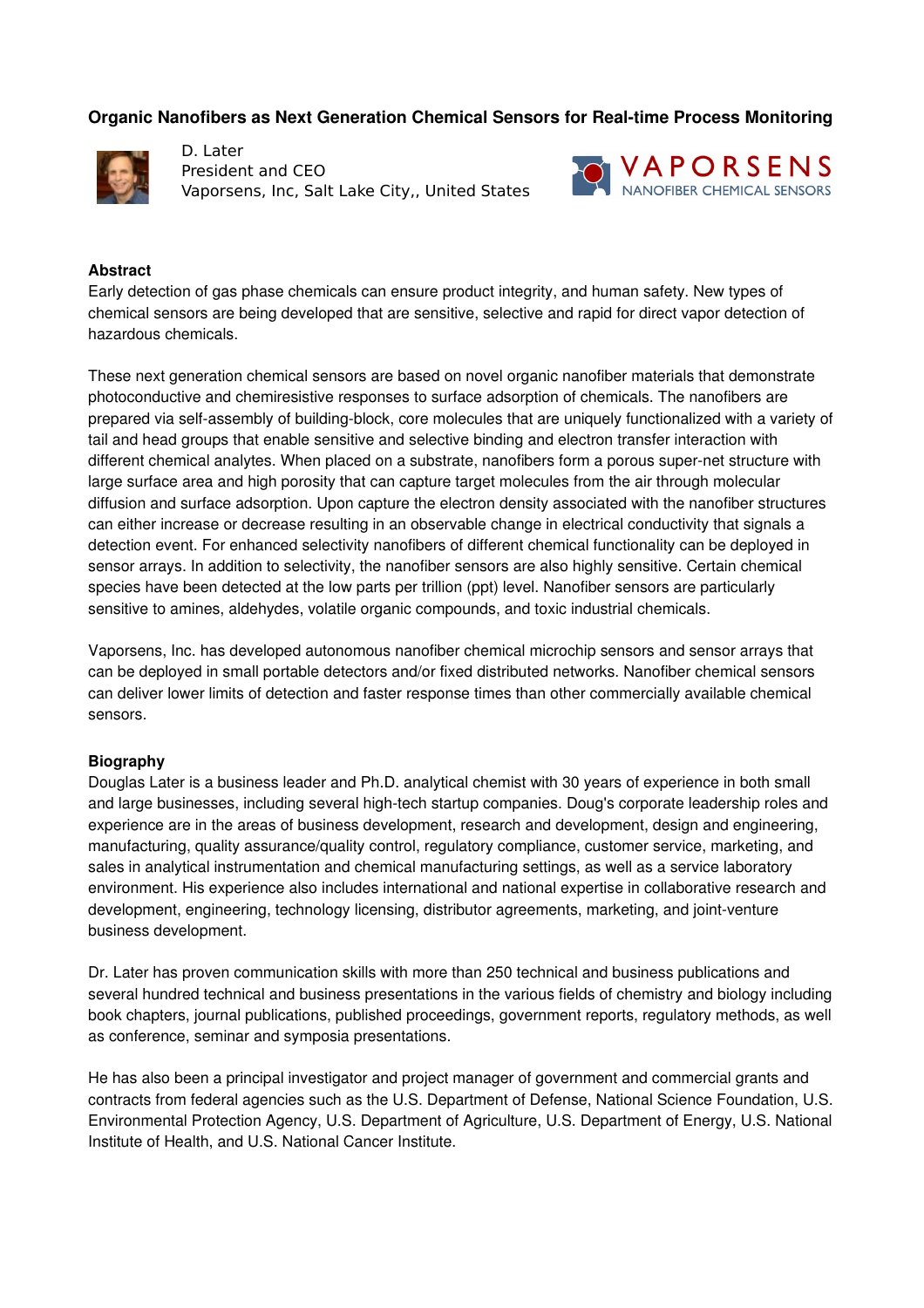## Organic Nanofibers as Next Generation Chemical Sensors for Real-time Process Monitoring

D. Later
President and CEO
Vaporsens, Inc, Salt Lake City,, United States

VAPORSENS
NANOFIBER CHEMICAL SENSORS

### Abstract

Early detection of gas phase chemicals can ensure product integrity, and human safety. New types of chemical sensors are being developed that are sensitive, selective and rapid for direct vapor detection of hazardous chemicals.

These next generation chemical sensors are based on novel organic nanofiber materials that demonstrate photoconductive and chemiresistive responses to surface adsorption of chemicals. The nanofibers are prepared via self-assembly of building-block, core molecules that are uniquely functionalized with a variety of tail and head groups that enable sensitive and selective binding and electron transfer interaction with different chemical analytes. When placed on a substrate, nanofibers form a porous super-net structure with large surface area and high porosity that can capture target molecules from the air through molecular diffusion and surface adsorption. Upon capture the electron density associated with the nanofiber structures can either increase or decrease resulting in an observable change in electrical conductivity that signals a detection event. For enhanced selectivity nanofibers of different chemical functionality can be deployed in sensor arrays. In addition to selectivity, the nanofiber sensors are also highly sensitive. Certain chemical species have been detected at the low parts per trillion (ppt) level. Nanofiber sensors are particularly sensitive to amines, aldehydes, volatile organic compounds, and toxic industrial chemicals.

Vaporsens, Inc. has developed autonomous nanofiber chemical microchip sensors and sensor arrays that can be deployed in small portable detectors and/or fixed distributed networks. Nanofiber chemical sensors can deliver lower limits of detection and faster response times than other commercially available chemical sensors.

### Biography

Douglas Later is a business leader and Ph.D. analytical chemist with 30 years of experience in both small and large businesses, including several high-tech startup companies. Doug's corporate leadership roles and experience are in the areas of business development, research and development, design and engineering, manufacturing, quality assurance/quality control, regulatory compliance, customer service, marketing, and sales in analytical instrumentation and chemical manufacturing settings, as well as a service laboratory environment. His experience also includes international and national expertise in collaborative research and development, engineering, technology licensing, distributor agreements, marketing, and joint-venture business development.

Dr. Later has proven communication skills with more than 250 technical and business publications and several hundred technical and business presentations in the various fields of chemistry and biology including book chapters, journal publications, published proceedings, government reports, regulatory methods, as well as conference, seminar and symposia presentations.

He has also been a principal investigator and project manager of government and commercial grants and contracts from federal agencies such as the U.S. Department of Defense, National Science Foundation, U.S. Environmental Protection Agency, U.S. Department of Agriculture, U.S. Department of Energy, U.S. National Institute of Health, and U.S. National Cancer Institute.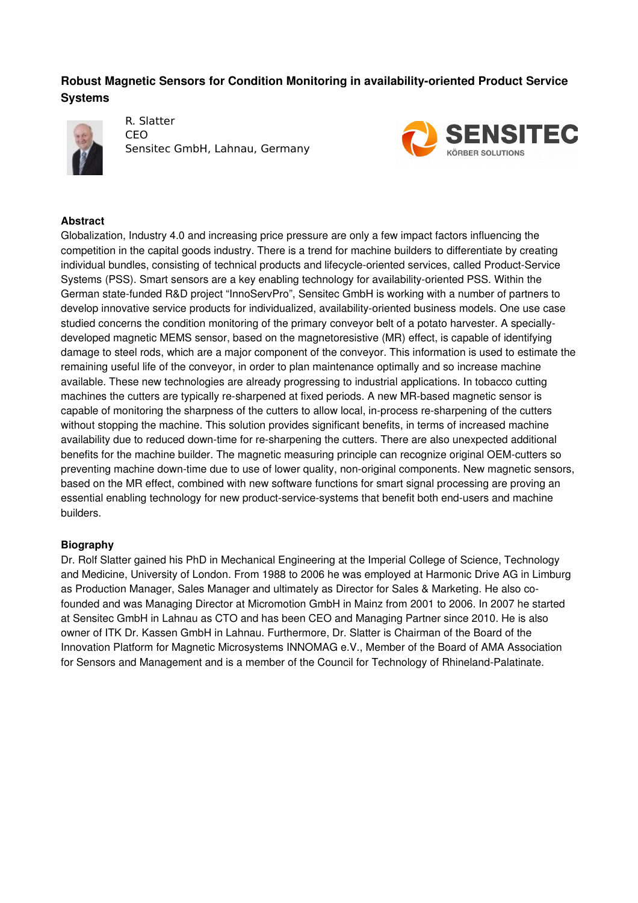# Robust Magnetic Sensors for Condition Monitoring in availability-oriented Product Service Systems

R. Slatter
CEO
Sensitec GmbH, Lahnau, Germany

## Abstract

Globalization, Industry 4.0 and increasing price pressure are only a few impact factors influencing the competition in the capital goods industry. There is a trend for machine builders to differentiate by creating individual bundles, consisting of technical products and lifecycle-oriented services, called Product-Service Systems (PSS). Smart sensors are a key enabling technology for availability-oriented PSS. Within the German state-funded R&D project "InnoServPro", Sensitec GmbH is working with a number of partners to develop innovative service products for individualized, availability-oriented business models. One use case studied concerns the condition monitoring of the primary conveyor belt of a potato harvester. A specially-developed magnetic MEMS sensor, based on the magnetoresistive (MR) effect, is capable of identifying damage to steel rods, which are a major component of the conveyor. This information is used to estimate the remaining useful life of the conveyor, in order to plan maintenance optimally and so increase machine available. These new technologies are already progressing to industrial applications. In tobacco cutting machines the cutters are typically re-sharpened at fixed periods. A new MR-based magnetic sensor is capable of monitoring the sharpness of the cutters to allow local, in-process re-sharpening of the cutters without stopping the machine. This solution provides significant benefits, in terms of increased machine availability due to reduced down-time for re-sharpening the cutters. There are also unexpected additional benefits for the machine builder. The magnetic measuring principle can recognize original OEM-cutters so preventing machine down-time due to use of lower quality, non-original components. New magnetic sensors, based on the MR effect, combined with new software functions for smart signal processing are proving an essential enabling technology for new product-service-systems that benefit both end-users and machine builders.

## Biography

Dr. Rolf Slatter gained his PhD in Mechanical Engineering at the Imperial College of Science, Technology and Medicine, University of London. From 1988 to 2006 he was employed at Harmonic Drive AG in Limburg as Production Manager, Sales Manager and ultimately as Director for Sales & Marketing. He also co-founded and was Managing Director at Micromotion GmbH in Mainz from 2001 to 2006. In 2007 he started at Sensitec GmbH in Lahnau as CTO and has been CEO and Managing Partner since 2010. He is also owner of ITK Dr. Kassen GmbH in Lahnau. Furthermore, Dr. Slatter is Chairman of the Board of the Innovation Platform for Magnetic Microsystems INNOMAG e.V., Member of the Board of AMA Association for Sensors and Management and is a member of the Council for Technology of Rhineland-Palatinate.